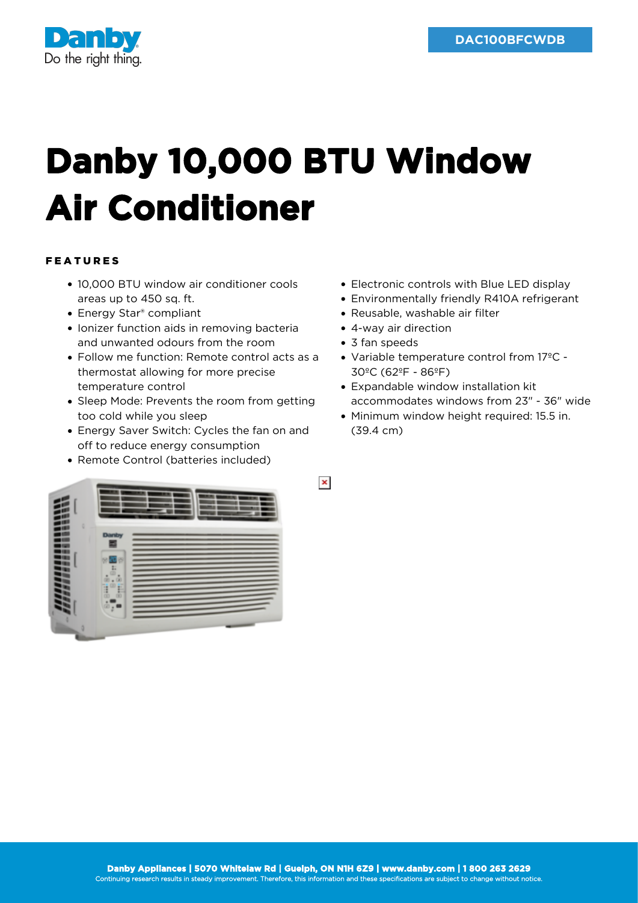DAC100BFCWDB

# Danby 10,000 BTU Window Air Conditioner

## FEATURES

- 10,000 BTU window air conditioner cools areas up to 450 sq. ft.
- Energy Star® compliant
- Ionizer function aids in removing bacteria and unwanted odours from the room
- Follow me function: Remote control acts as a thermostat allowing for more precise temperature control
- Sleep Mode: Prevents the room from getting too cold while you sleep
- Energy Saver Switch: Cycles the fan on and off to reduce energy consumption
- Remote Control (batteries included)
- Electronic controls with Blue LED display
- Environmentally friendly R410A refrigerant
- Reusable, washable air filter
- 4-way air direction
- 3 fan speeds
- Variable temperature control from 17ºC - 30ºC (62ºF - 86ºF)
- Expandable window installation kit accommodates windows from 23" - 36" wide
- Minimum window height required: 15.5 in. (39.4 cm)

**Danby Appliances | 5070 Whitelaw Rd | Guelph, ON N1H 6Z9 | www.danby.com | 1 800 263 2629**

Continuing research results in steady improvement. Therefore, this information and these specifications are subject to change without notice.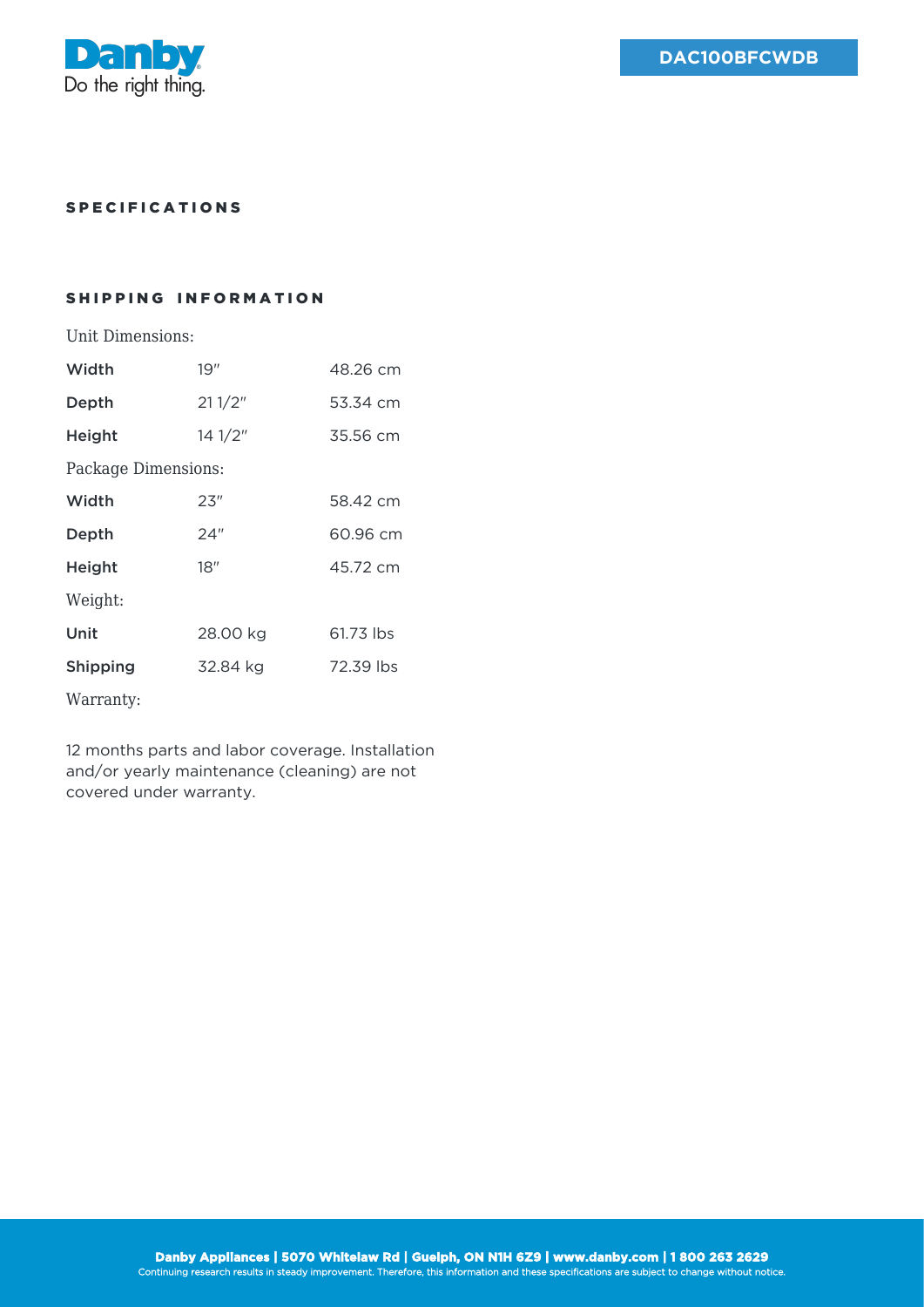DAC100BFCWDB

## SPECIFICATIONS

### SHIPPING INFORMATION

Unit Dimensions:

| | | |
|---|---|---|
| **Width** | 19″ | 48.26 cm |
| **Depth** | 21 1/2″ | 53.34 cm |
| **Height** | 14 1/2″ | 35.56 cm |

Package Dimensions:

| | | |
|---|---|---|
| **Width** | 23″ | 58.42 cm |
| **Depth** | 24″ | 60.96 cm |
| **Height** | 18″ | 45.72 cm |

Weight:

| | | |
|---|---|---|
| **Unit** | 28.00 kg | 61.73 lbs |
| **Shipping** | 32.84 kg | 72.39 lbs |

Warranty:

12 months parts and labor coverage. Installation and/or yearly maintenance (cleaning) are not covered under warranty.

**Danby Appliances | 5070 Whitelaw Rd | Guelph, ON N1H 6Z9 | www.danby.com | 1 800 263 2629**
Continuing research results in steady improvement. Therefore, this information and these specifications are subject to change without notice.